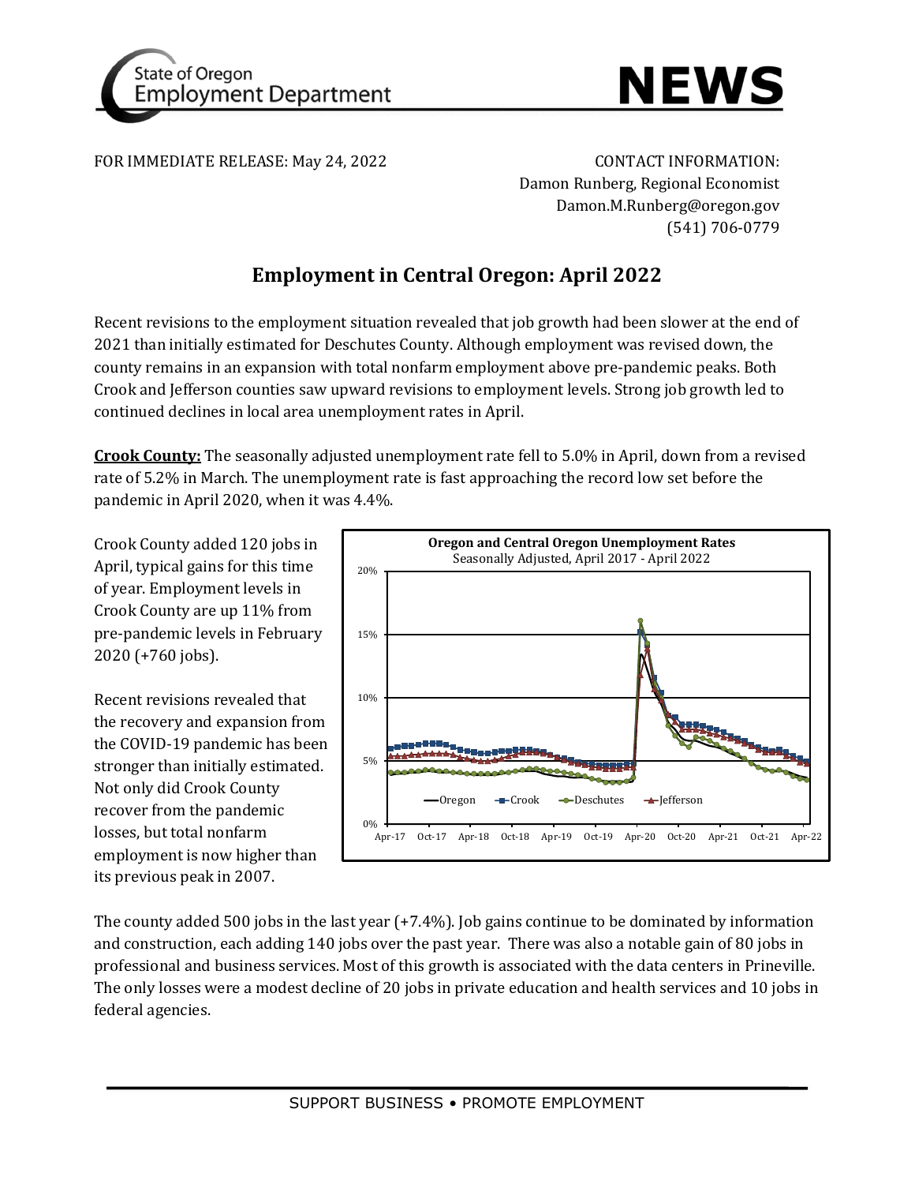State of Oregon Employment Department

# NEWS

FOR IMMEDIATE RELEASE: May 24, 2022

CONTACT INFORMATION:
Damon Runberg, Regional Economist
Damon.M.Runberg@oregon.gov
(541) 706-0779

## Employment in Central Oregon: April 2022

Recent revisions to the employment situation revealed that job growth had been slower at the end of 2021 than initially estimated for Deschutes County. Although employment was revised down, the county remains in an expansion with total nonfarm employment above pre-pandemic peaks. Both Crook and Jefferson counties saw upward revisions to employment levels. Strong job growth led to continued declines in local area unemployment rates in April.

**Crook County:** The seasonally adjusted unemployment rate fell to 5.0% in April, down from a revised rate of 5.2% in March. The unemployment rate is fast approaching the record low set before the pandemic in April 2020, when it was 4.4%.

Crook County added 120 jobs in April, typical gains for this time of year. Employment levels in Crook County are up 11% from pre-pandemic levels in February 2020 (+760 jobs).

Recent revisions revealed that the recovery and expansion from the COVID-19 pandemic has been stronger than initially estimated. Not only did Crook County recover from the pandemic losses, but total nonfarm employment is now higher than its previous peak in 2007.

**Oregon and Central Oregon Unemployment Rates**
Seasonally Adjusted, April 2017 - April 2022

The county added 500 jobs in the last year (+7.4%). Job gains continue to be dominated by information and construction, each adding 140 jobs over the past year. There was also a notable gain of 80 jobs in professional and business services. Most of this growth is associated with the data centers in Prineville. The only losses were a modest decline of 20 jobs in private education and health services and 10 jobs in federal agencies.

SUPPORT BUSINESS • PROMOTE EMPLOYMENT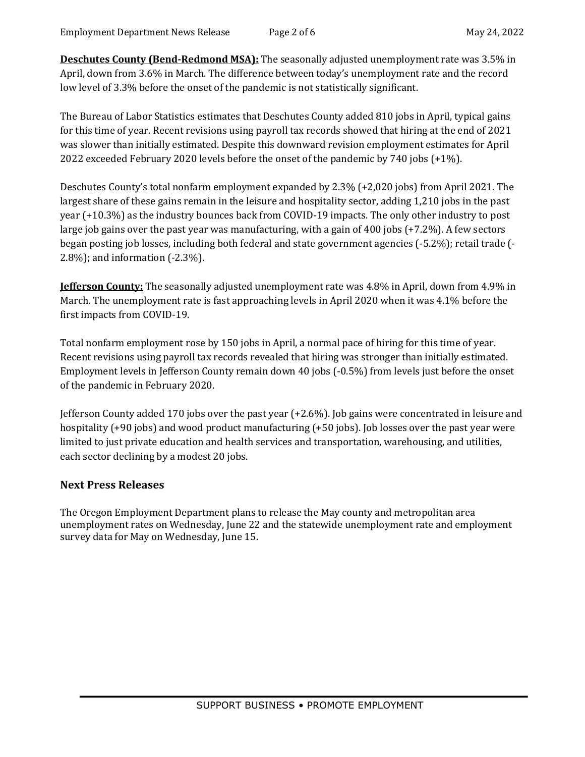**Deschutes County (Bend-Redmond MSA):** The seasonally adjusted unemployment rate was 3.5% in April, down from 3.6% in March. The difference between today's unemployment rate and the record low level of 3.3% before the onset of the pandemic is not statistically significant.

The Bureau of Labor Statistics estimates that Deschutes County added 810 jobs in April, typical gains for this time of year. Recent revisions using payroll tax records showed that hiring at the end of 2021 was slower than initially estimated. Despite this downward revision employment estimates for April 2022 exceeded February 2020 levels before the onset of the pandemic by 740 jobs (+1%).

Deschutes County's total nonfarm employment expanded by 2.3% (+2,020 jobs) from April 2021. The largest share of these gains remain in the leisure and hospitality sector, adding 1,210 jobs in the past year (+10.3%) as the industry bounces back from COVID-19 impacts. The only other industry to post large job gains over the past year was manufacturing, with a gain of 400 jobs (+7.2%). A few sectors began posting job losses, including both federal and state government agencies (-5.2%); retail trade (-2.8%); and information (-2.3%).

**Jefferson County:** The seasonally adjusted unemployment rate was 4.8% in April, down from 4.9% in March. The unemployment rate is fast approaching levels in April 2020 when it was 4.1% before the first impacts from COVID-19.

Total nonfarm employment rose by 150 jobs in April, a normal pace of hiring for this time of year. Recent revisions using payroll tax records revealed that hiring was stronger than initially estimated. Employment levels in Jefferson County remain down 40 jobs (-0.5%) from levels just before the onset of the pandemic in February 2020.

Jefferson County added 170 jobs over the past year (+2.6%). Job gains were concentrated in leisure and hospitality (+90 jobs) and wood product manufacturing (+50 jobs). Job losses over the past year were limited to just private education and health services and transportation, warehousing, and utilities, each sector declining by a modest 20 jobs.

## Next Press Releases

The Oregon Employment Department plans to release the May county and metropolitan area unemployment rates on Wednesday, June 22 and the statewide unemployment rate and employment survey data for May on Wednesday, June 15.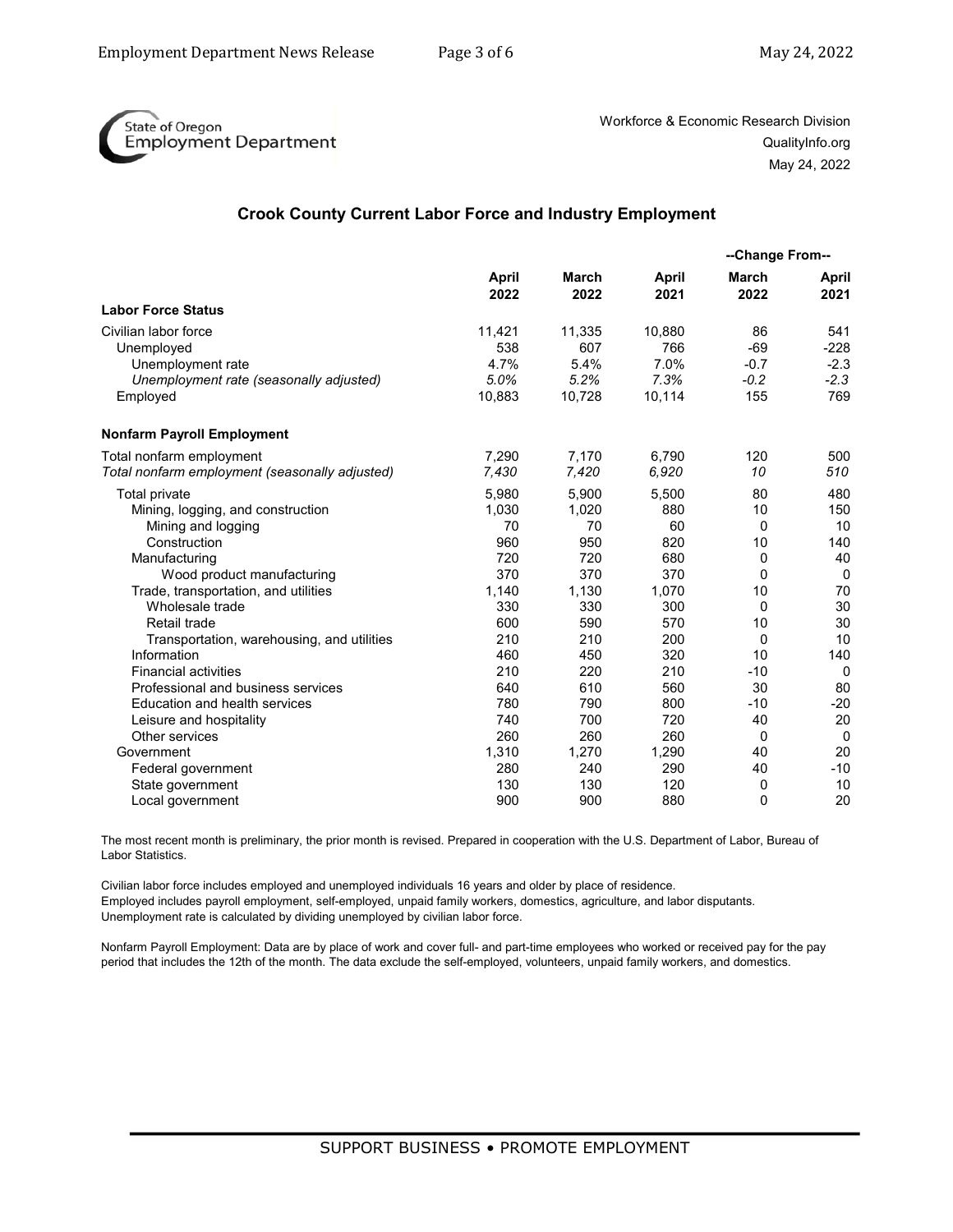State of Oregon Employment Department

Workforce & Economic Research Division
QualityInfo.org
May 24, 2022

## Crook County Current Labor Force and Industry Employment

| | April 2022 | March 2022 | April 2021 | --Change From-- March 2022 | --Change From-- April 2021 |
|---|---|---|---|---|---|
| **Labor Force Status** | | | | | |
| Civilian labor force | 11,421 | 11,335 | 10,880 | 86 | 541 |
| Unemployed | 538 | 607 | 766 | -69 | -228 |
| Unemployment rate | 4.7% | 5.4% | 7.0% | -0.7 | -2.3 |
| *Unemployment rate (seasonally adjusted)* | *5.0%* | *5.2%* | *7.3%* | *-0.2* | *-2.3* |
| Employed | 10,883 | 10,728 | 10,114 | 155 | 769 |
| **Nonfarm Payroll Employment** | | | | | |
| Total nonfarm employment | 7,290 | 7,170 | 6,790 | 120 | 500 |
| *Total nonfarm employment (seasonally adjusted)* | *7,430* | *7,420* | *6,920* | *10* | *510* |
| Total private | 5,980 | 5,900 | 5,500 | 80 | 480 |
| Mining, logging, and construction | 1,030 | 1,020 | 880 | 10 | 150 |
| Mining and logging | 70 | 70 | 60 | 0 | 10 |
| Construction | 960 | 950 | 820 | 10 | 140 |
| Manufacturing | 720 | 720 | 680 | 0 | 40 |
| Wood product manufacturing | 370 | 370 | 370 | 0 | 0 |
| Trade, transportation, and utilities | 1,140 | 1,130 | 1,070 | 10 | 70 |
| Wholesale trade | 330 | 330 | 300 | 0 | 30 |
| Retail trade | 600 | 590 | 570 | 10 | 30 |
| Transportation, warehousing, and utilities | 210 | 210 | 200 | 0 | 10 |
| Information | 460 | 450 | 320 | 10 | 140 |
| Financial activities | 210 | 220 | 210 | -10 | 0 |
| Professional and business services | 640 | 610 | 560 | 30 | 80 |
| Education and health services | 780 | 790 | 800 | -10 | -20 |
| Leisure and hospitality | 740 | 700 | 720 | 40 | 20 |
| Other services | 260 | 260 | 260 | 0 | 0 |
| Government | 1,310 | 1,270 | 1,290 | 40 | 20 |
| Federal government | 280 | 240 | 290 | 40 | -10 |
| State government | 130 | 130 | 120 | 0 | 10 |
| Local government | 900 | 900 | 880 | 0 | 20 |

The most recent month is preliminary, the prior month is revised. Prepared in cooperation with the U.S. Department of Labor, Bureau of Labor Statistics.

Civilian labor force includes employed and unemployed individuals 16 years and older by place of residence.
Employed includes payroll employment, self-employed, unpaid family workers, domestics, agriculture, and labor disputants.
Unemployment rate is calculated by dividing unemployed by civilian labor force.

Nonfarm Payroll Employment: Data are by place of work and cover full- and part-time employees who worked or received pay for the pay period that includes the 12th of the month. The data exclude the self-employed, volunteers, unpaid family workers, and domestics.

SUPPORT BUSINESS • PROMOTE EMPLOYMENT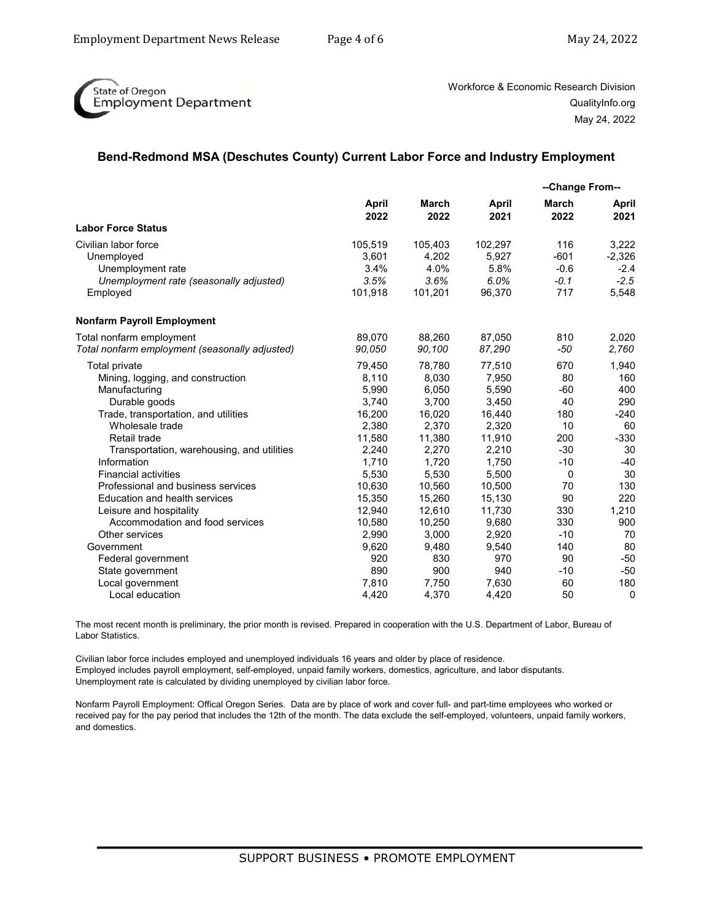State of Oregon Employment Department

Workforce & Economic Research Division
QualityInfo.org
May 24, 2022

## Bend-Redmond MSA (Deschutes County) Current Labor Force and Industry Employment

| | April 2022 | March 2022 | April 2021 | --Change From-- March 2022 | --Change From-- April 2021 |
|---|---|---|---|---|---|
| **Labor Force Status** | | | | | |
| Civilian labor force | 105,519 | 105,403 | 102,297 | 116 | 3,222 |
| Unemployed | 3,601 | 4,202 | 5,927 | -601 | -2,326 |
| Unemployment rate | 3.4% | 4.0% | 5.8% | -0.6 | -2.4 |
| *Unemployment rate (seasonally adjusted)* | *3.5%* | *3.6%* | *6.0%* | *-0.1* | *-2.5* |
| Employed | 101,918 | 101,201 | 96,370 | 717 | 5,548 |
| **Nonfarm Payroll Employment** | | | | | |
| Total nonfarm employment | 89,070 | 88,260 | 87,050 | 810 | 2,020 |
| *Total nonfarm employment (seasonally adjusted)* | *90,050* | *90,100* | *87,290* | *-50* | *2,760* |
| Total private | 79,450 | 78,780 | 77,510 | 670 | 1,940 |
| Mining, logging, and construction | 8,110 | 8,030 | 7,950 | 80 | 160 |
| Manufacturing | 5,990 | 6,050 | 5,590 | -60 | 400 |
| Durable goods | 3,740 | 3,700 | 3,450 | 40 | 290 |
| Trade, transportation, and utilities | 16,200 | 16,020 | 16,440 | 180 | -240 |
| Wholesale trade | 2,380 | 2,370 | 2,320 | 10 | 60 |
| Retail trade | 11,580 | 11,380 | 11,910 | 200 | -330 |
| Transportation, warehousing, and utilities | 2,240 | 2,270 | 2,210 | -30 | 30 |
| Information | 1,710 | 1,720 | 1,750 | -10 | -40 |
| Financial activities | 5,530 | 5,530 | 5,500 | 0 | 30 |
| Professional and business services | 10,630 | 10,560 | 10,500 | 70 | 130 |
| Education and health services | 15,350 | 15,260 | 15,130 | 90 | 220 |
| Leisure and hospitality | 12,940 | 12,610 | 11,730 | 330 | 1,210 |
| Accommodation and food services | 10,580 | 10,250 | 9,680 | 330 | 900 |
| Other services | 2,990 | 3,000 | 2,920 | -10 | 70 |
| Government | 9,620 | 9,480 | 9,540 | 140 | 80 |
| Federal government | 920 | 830 | 970 | 90 | -50 |
| State government | 890 | 900 | 940 | -10 | -50 |
| Local government | 7,810 | 7,750 | 7,630 | 60 | 180 |
| Local education | 4,420 | 4,370 | 4,420 | 50 | 0 |

The most recent month is preliminary, the prior month is revised. Prepared in cooperation with the U.S. Department of Labor, Bureau of Labor Statistics.

Civilian labor force includes employed and unemployed individuals 16 years and older by place of residence.
Employed includes payroll employment, self-employed, unpaid family workers, domestics, agriculture, and labor disputants.
Unemployment rate is calculated by dividing unemployed by civilian labor force.

Nonfarm Payroll Employment: Offical Oregon Series. Data are by place of work and cover full- and part-time employees who worked or received pay for the pay period that includes the 12th of the month. The data exclude the self-employed, volunteers, unpaid family workers, and domestics.

SUPPORT BUSINESS • PROMOTE EMPLOYMENT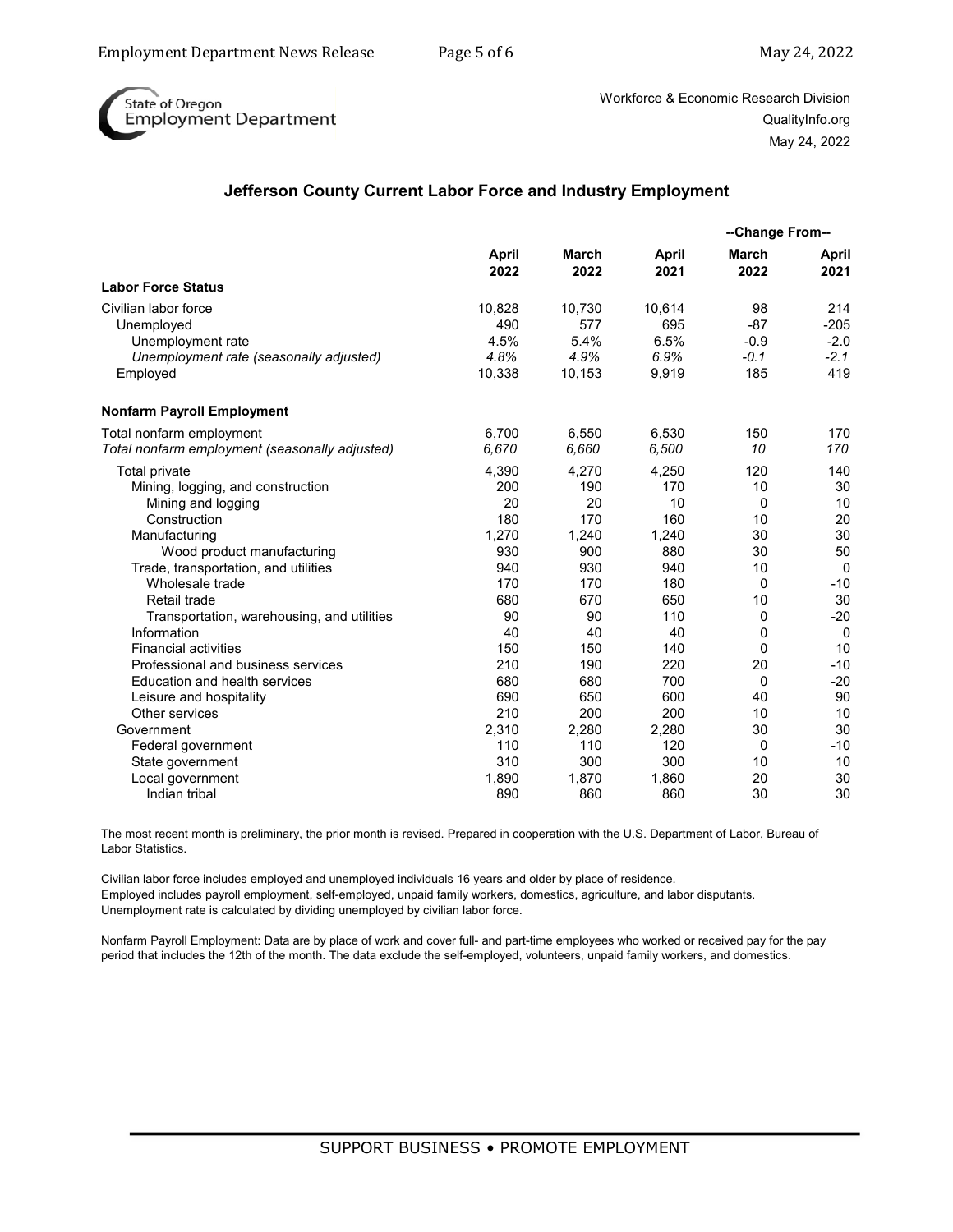State of Oregon Employment Department

Workforce & Economic Research Division
QualityInfo.org
May 24, 2022

## Jefferson County Current Labor Force and Industry Employment

| | April 2022 | March 2022 | April 2021 | --Change From-- March 2022 | April 2021 |
|---|---|---|---|---|---|
| **Labor Force Status** | | | | | |
| Civilian labor force | 10,828 | 10,730 | 10,614 | 98 | 214 |
| Unemployed | 490 | 577 | 695 | -87 | -205 |
| Unemployment rate | 4.5% | 5.4% | 6.5% | -0.9 | -2.0 |
| *Unemployment rate (seasonally adjusted)* | *4.8%* | *4.9%* | *6.9%* | *-0.1* | *-2.1* |
| Employed | 10,338 | 10,153 | 9,919 | 185 | 419 |
| **Nonfarm Payroll Employment** | | | | | |
| Total nonfarm employment | 6,700 | 6,550 | 6,530 | 150 | 170 |
| *Total nonfarm employment (seasonally adjusted)* | *6,670* | *6,660* | *6,500* | *10* | *170* |
| Total private | 4,390 | 4,270 | 4,250 | 120 | 140 |
| Mining, logging, and construction | 200 | 190 | 170 | 10 | 30 |
| Mining and logging | 20 | 20 | 10 | 0 | 10 |
| Construction | 180 | 170 | 160 | 10 | 20 |
| Manufacturing | 1,270 | 1,240 | 1,240 | 30 | 30 |
| Wood product manufacturing | 930 | 900 | 880 | 30 | 50 |
| Trade, transportation, and utilities | 940 | 930 | 940 | 10 | 0 |
| Wholesale trade | 170 | 170 | 180 | 0 | -10 |
| Retail trade | 680 | 670 | 650 | 10 | 30 |
| Transportation, warehousing, and utilities | 90 | 90 | 110 | 0 | -20 |
| Information | 40 | 40 | 40 | 0 | 0 |
| Financial activities | 150 | 150 | 140 | 0 | 10 |
| Professional and business services | 210 | 190 | 220 | 20 | -10 |
| Education and health services | 680 | 680 | 700 | 0 | -20 |
| Leisure and hospitality | 690 | 650 | 600 | 40 | 90 |
| Other services | 210 | 200 | 200 | 10 | 10 |
| Government | 2,310 | 2,280 | 2,280 | 30 | 30 |
| Federal government | 110 | 110 | 120 | 0 | -10 |
| State government | 310 | 300 | 300 | 10 | 10 |
| Local government | 1,890 | 1,870 | 1,860 | 20 | 30 |
| Indian tribal | 890 | 860 | 860 | 30 | 30 |

The most recent month is preliminary, the prior month is revised. Prepared in cooperation with the U.S. Department of Labor, Bureau of Labor Statistics.

Civilian labor force includes employed and unemployed individuals 16 years and older by place of residence.
Employed includes payroll employment, self-employed, unpaid family workers, domestics, agriculture, and labor disputants.
Unemployment rate is calculated by dividing unemployed by civilian labor force.

Nonfarm Payroll Employment: Data are by place of work and cover full- and part-time employees who worked or received pay for the pay period that includes the 12th of the month. The data exclude the self-employed, volunteers, unpaid family workers, and domestics.

SUPPORT BUSINESS • PROMOTE EMPLOYMENT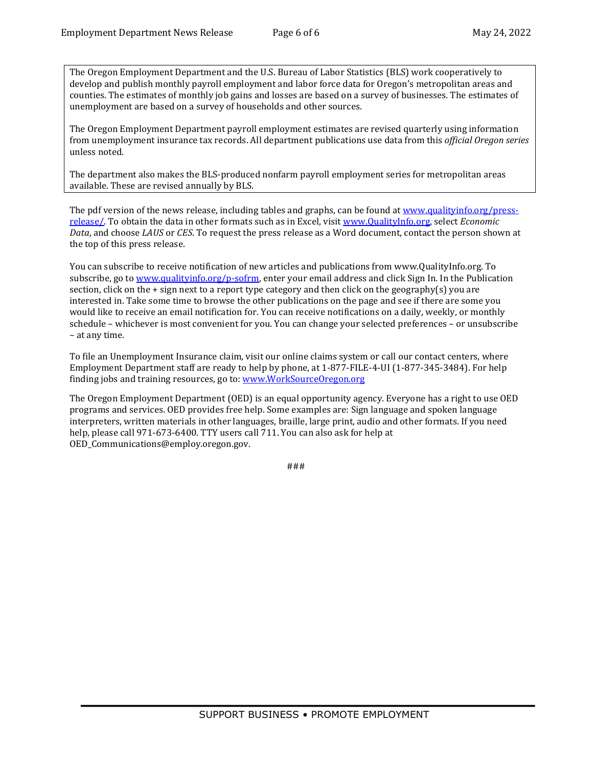The Oregon Employment Department and the U.S. Bureau of Labor Statistics (BLS) work cooperatively to develop and publish monthly payroll employment and labor force data for Oregon's metropolitan areas and counties. The estimates of monthly job gains and losses are based on a survey of businesses. The estimates of unemployment are based on a survey of households and other sources.

The Oregon Employment Department payroll employment estimates are revised quarterly using information from unemployment insurance tax records. All department publications use data from this *official Oregon series* unless noted.

The department also makes the BLS-produced nonfarm payroll employment series for metropolitan areas available. These are revised annually by BLS.

The pdf version of the news release, including tables and graphs, can be found at [www.qualityinfo.org/press-release/](www.qualityinfo.org/press-release/). To obtain the data in other formats such as in Excel, visit [www.QualityInfo.org](www.QualityInfo.org), select *Economic Data*, and choose *LAUS* or *CES*. To request the press release as a Word document, contact the person shown at the top of this press release.

You can subscribe to receive notification of new articles and publications from www.QualityInfo.org. To subscribe, go to [www.qualityinfo.org/p-sofrm](www.qualityinfo.org/p-sofrm), enter your email address and click Sign In. In the Publication section, click on the + sign next to a report type category and then click on the geography(s) you are interested in. Take some time to browse the other publications on the page and see if there are some you would like to receive an email notification for. You can receive notifications on a daily, weekly, or monthly schedule – whichever is most convenient for you. You can change your selected preferences – or unsubscribe – at any time.

To file an Unemployment Insurance claim, visit our online claims system or call our contact centers, where Employment Department staff are ready to help by phone, at 1-877-FILE-4-UI (1-877-345-3484). For help finding jobs and training resources, go to: [www.WorkSourceOregon.org](www.WorkSourceOregon.org)

The Oregon Employment Department (OED) is an equal opportunity agency. Everyone has a right to use OED programs and services. OED provides free help. Some examples are: Sign language and spoken language interpreters, written materials in other languages, braille, large print, audio and other formats. If you need help, please call 971-673-6400. TTY users call 711. You can also ask for help at OED_Communications@employ.oregon.gov.

###

SUPPORT BUSINESS • PROMOTE EMPLOYMENT